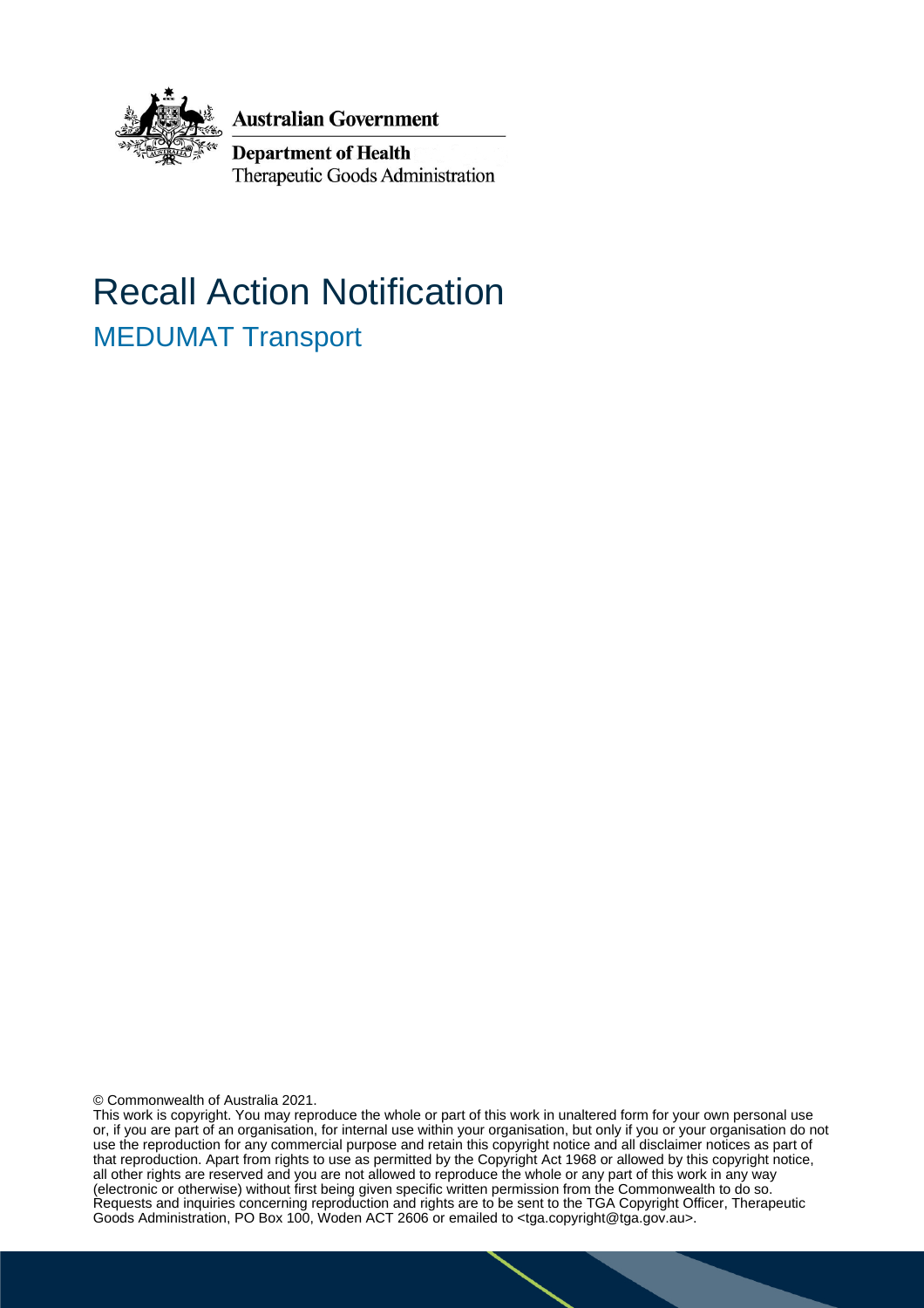Australian Government

Department of Health
Therapeutic Goods Administration

# Recall Action Notification

## MEDUMAT Transport

© Commonwealth of Australia 2021.

This work is copyright. You may reproduce the whole or part of this work in unaltered form for your own personal use or, if you are part of an organisation, for internal use within your organisation, but only if you or your organisation do not use the reproduction for any commercial purpose and retain this copyright notice and all disclaimer notices as part of that reproduction. Apart from rights to use as permitted by the Copyright Act 1968 or allowed by this copyright notice, all other rights are reserved and you are not allowed to reproduce the whole or any part of this work in any way (electronic or otherwise) without first being given specific written permission from the Commonwealth to do so. Requests and inquiries concerning reproduction and rights are to be sent to the TGA Copyright Officer, Therapeutic Goods Administration, PO Box 100, Woden ACT 2606 or emailed to <tga.copyright@tga.gov.au>.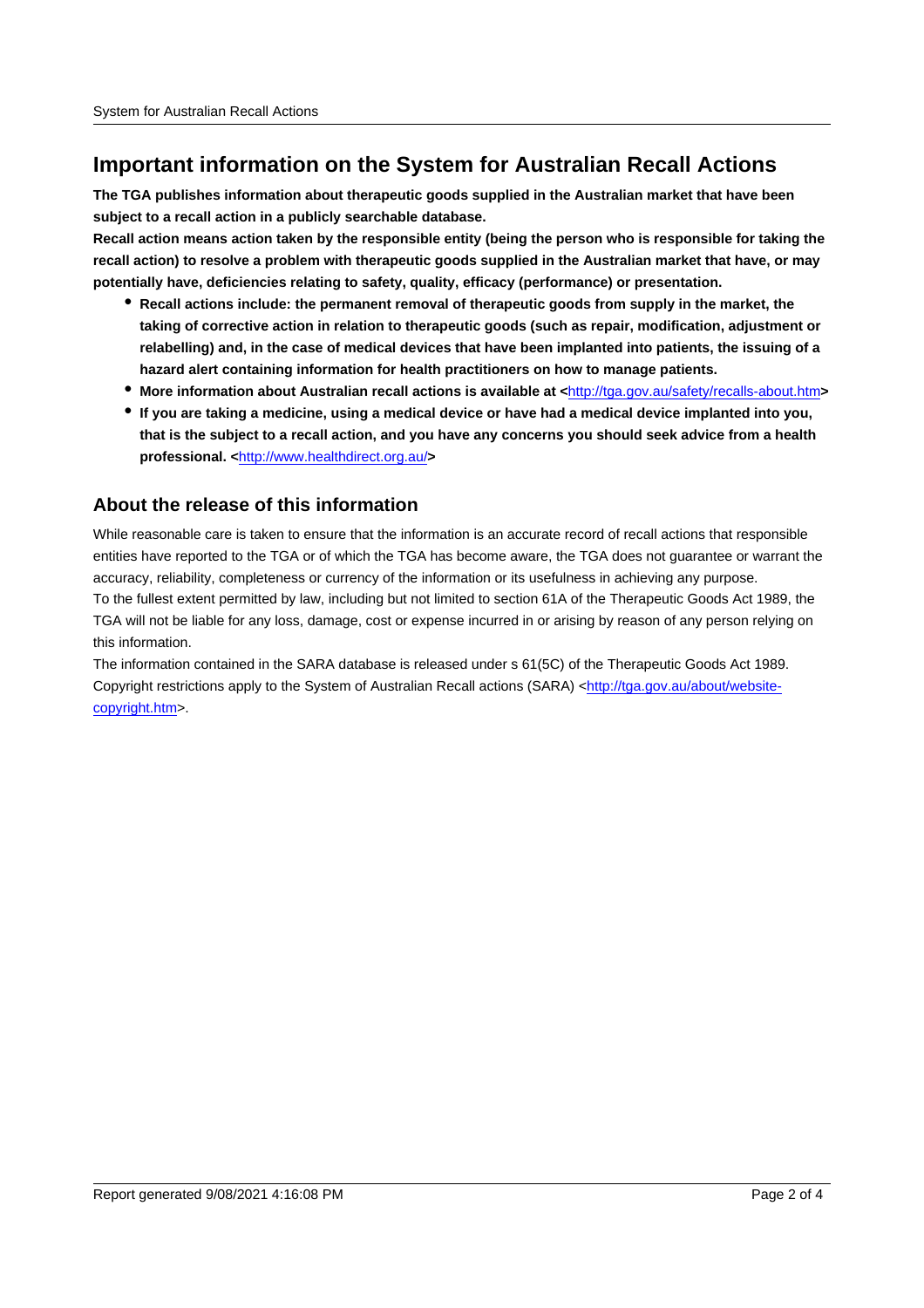# Important information on the System for Australian Recall Actions

**The TGA publishes information about therapeutic goods supplied in the Australian market that have been subject to a recall action in a publicly searchable database.**

**Recall action means action taken by the responsible entity (being the person who is responsible for taking the recall action) to resolve a problem with therapeutic goods supplied in the Australian market that have, or may potentially have, deficiencies relating to safety, quality, efficacy (performance) or presentation.**

- **Recall actions include: the permanent removal of therapeutic goods from supply in the market, the taking of corrective action in relation to therapeutic goods (such as repair, modification, adjustment or relabelling) and, in the case of medical devices that have been implanted into patients, the issuing of a hazard alert containing information for health practitioners on how to manage patients.**
- **More information about Australian recall actions is available at <http://tga.gov.au/safety/recalls-about.htm>**
- **If you are taking a medicine, using a medical device or have had a medical device implanted into you, that is the subject to a recall action, and you have any concerns you should seek advice from a health professional. <http://www.healthdirect.org.au/>**

## About the release of this information

While reasonable care is taken to ensure that the information is an accurate record of recall actions that responsible entities have reported to the TGA or of which the TGA has become aware, the TGA does not guarantee or warrant the accuracy, reliability, completeness or currency of the information or its usefulness in achieving any purpose.

To the fullest extent permitted by law, including but not limited to section 61A of the Therapeutic Goods Act 1989, the TGA will not be liable for any loss, damage, cost or expense incurred in or arising by reason of any person relying on this information.

The information contained in the SARA database is released under s 61(5C) of the Therapeutic Goods Act 1989. Copyright restrictions apply to the System of Australian Recall actions (SARA) <http://tga.gov.au/about/website-copyright.htm>.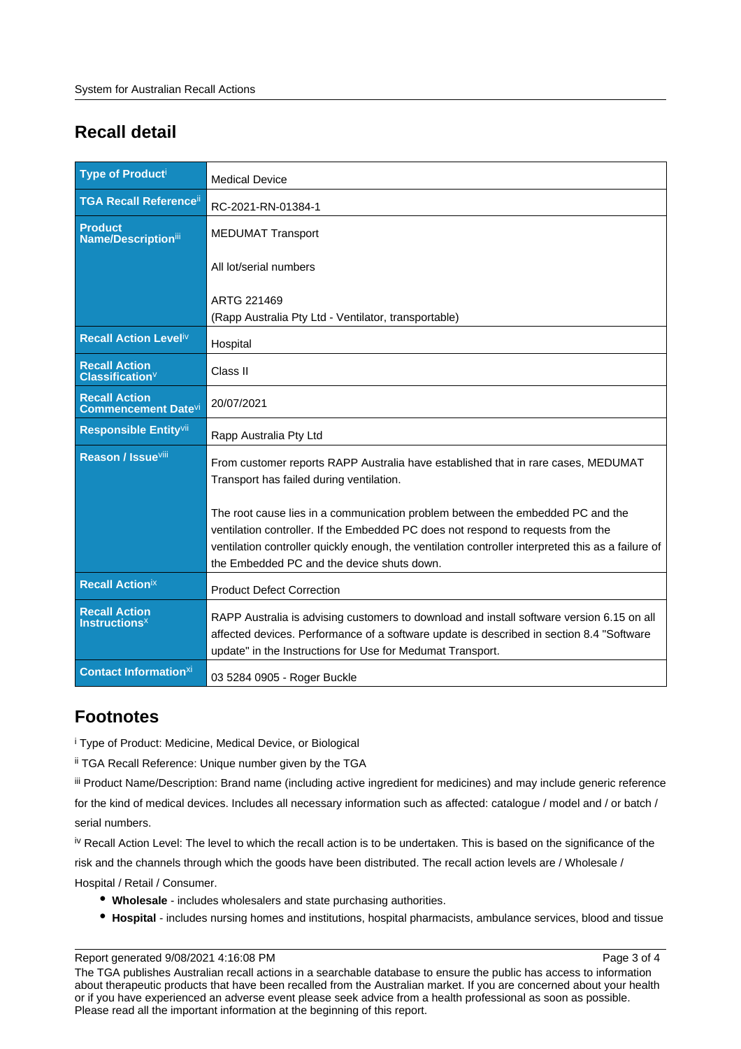## Recall detail

| | |
|---|---|
| **Type of Product**[i] | Medical Device |
| **TGA Recall Reference**[ii] | RC-2021-RN-01384-1 |
| **Product Name/Description**[iii] | MEDUMAT Transport<br><br>All lot/serial numbers<br><br>ARTG 221469<br>(Rapp Australia Pty Ltd - Ventilator, transportable) |
| **Recall Action Level**[iv] | Hospital |
| **Recall Action Classification**[v] | Class II |
| **Recall Action Commencement Date**[vi] | 20/07/2021 |
| **Responsible Entity**[vii] | Rapp Australia Pty Ltd |
| **Reason / Issue**[viii] | From customer reports RAPP Australia have established that in rare cases, MEDUMAT Transport has failed during ventilation.<br><br>The root cause lies in a communication problem between the embedded PC and the ventilation controller. If the Embedded PC does not respond to requests from the ventilation controller quickly enough, the ventilation controller interpreted this as a failure of the Embedded PC and the device shuts down. |
| **Recall Action**[ix] | Product Defect Correction |
| **Recall Action Instructions**[x] | RAPP Australia is advising customers to download and install software version 6.15 on all affected devices. Performance of a software update is described in section 8.4 "Software update" in the Instructions for Use for Medumat Transport. |
| **Contact Information**[xi] | 03 5284 0905 - Roger Buckle |

## Footnotes

[i] Type of Product: Medicine, Medical Device, or Biological

[ii] TGA Recall Reference: Unique number given by the TGA

[iii] Product Name/Description: Brand name (including active ingredient for medicines) and may include generic reference for the kind of medical devices. Includes all necessary information such as affected: catalogue / model and / or batch / serial numbers.

[iv] Recall Action Level: The level to which the recall action is to be undertaken. This is based on the significance of the risk and the channels through which the goods have been distributed. The recall action levels are / Wholesale / Hospital / Retail / Consumer.

- **Wholesale** - includes wholesalers and state purchasing authorities.
- **Hospital** - includes nursing homes and institutions, hospital pharmacists, ambulance services, blood and tissue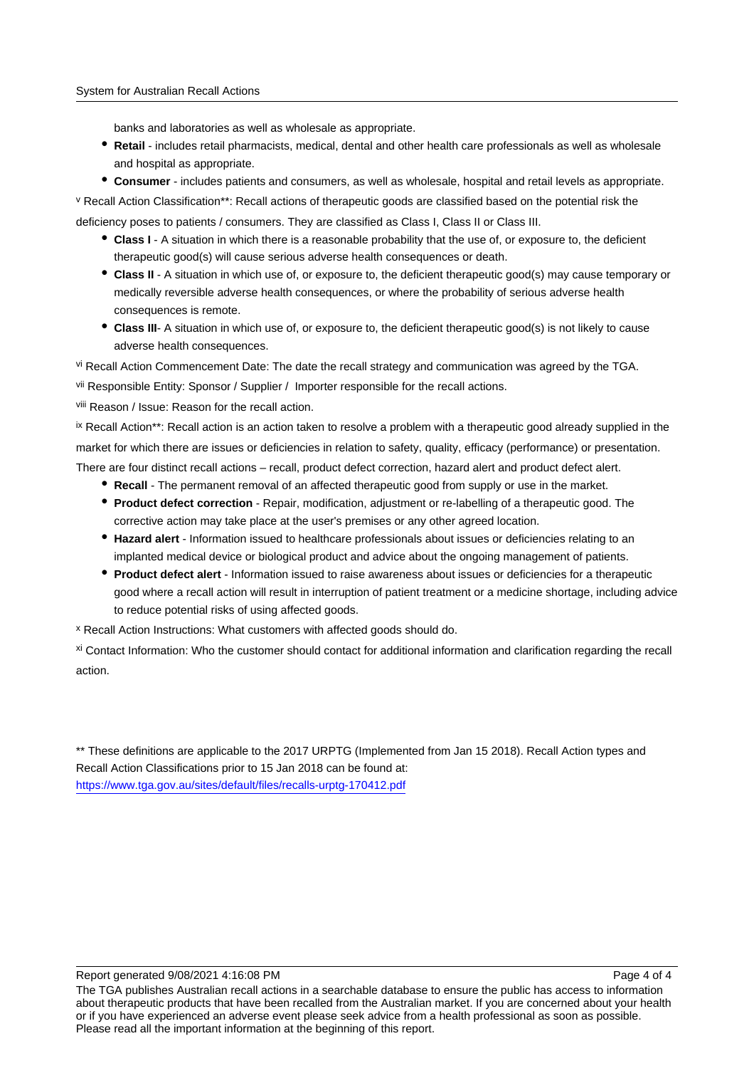banks and laboratories as well as wholesale as appropriate.

- **Retail** - includes retail pharmacists, medical, dental and other health care professionals as well as wholesale and hospital as appropriate.
- **Consumer** - includes patients and consumers, as well as wholesale, hospital and retail levels as appropriate.

[v] Recall Action Classification**: Recall actions of therapeutic goods are classified based on the potential risk the deficiency poses to patients / consumers. They are classified as Class I, Class II or Class III.

- **Class I** - A situation in which there is a reasonable probability that the use of, or exposure to, the deficient therapeutic good(s) will cause serious adverse health consequences or death.
- **Class II** - A situation in which use of, or exposure to, the deficient therapeutic good(s) may cause temporary or medically reversible adverse health consequences, or where the probability of serious adverse health consequences is remote.
- **Class III**- A situation in which use of, or exposure to, the deficient therapeutic good(s) is not likely to cause adverse health consequences.

[vi] Recall Action Commencement Date: The date the recall strategy and communication was agreed by the TGA.

[vii] Responsible Entity: Sponsor / Supplier / Importer responsible for the recall actions.

[viii] Reason / Issue: Reason for the recall action.

[ix] Recall Action**: Recall action is an action taken to resolve a problem with a therapeutic good already supplied in the market for which there are issues or deficiencies in relation to safety, quality, efficacy (performance) or presentation. There are four distinct recall actions – recall, product defect correction, hazard alert and product defect alert.

- **Recall** - The permanent removal of an affected therapeutic good from supply or use in the market.
- **Product defect correction** - Repair, modification, adjustment or re-labelling of a therapeutic good. The corrective action may take place at the user's premises or any other agreed location.
- **Hazard alert** - Information issued to healthcare professionals about issues or deficiencies relating to an implanted medical device or biological product and advice about the ongoing management of patients.
- **Product defect alert** - Information issued to raise awareness about issues or deficiencies for a therapeutic good where a recall action will result in interruption of patient treatment or a medicine shortage, including advice to reduce potential risks of using affected goods.

[x] Recall Action Instructions: What customers with affected goods should do.

[xi] Contact Information: Who the customer should contact for additional information and clarification regarding the recall action.

** These definitions are applicable to the 2017 URPTG (Implemented from Jan 15 2018). Recall Action types and Recall Action Classifications prior to 15 Jan 2018 can be found at:
https://www.tga.gov.au/sites/default/files/recalls-urptg-170412.pdf

Report generated 9/08/2021 4:16:08 PM

The TGA publishes Australian recall actions in a searchable database to ensure the public has access to information about therapeutic products that have been recalled from the Australian market. If you are concerned about your health or if you have experienced an adverse event please seek advice from a health professional as soon as possible. Please read all the important information at the beginning of this report.